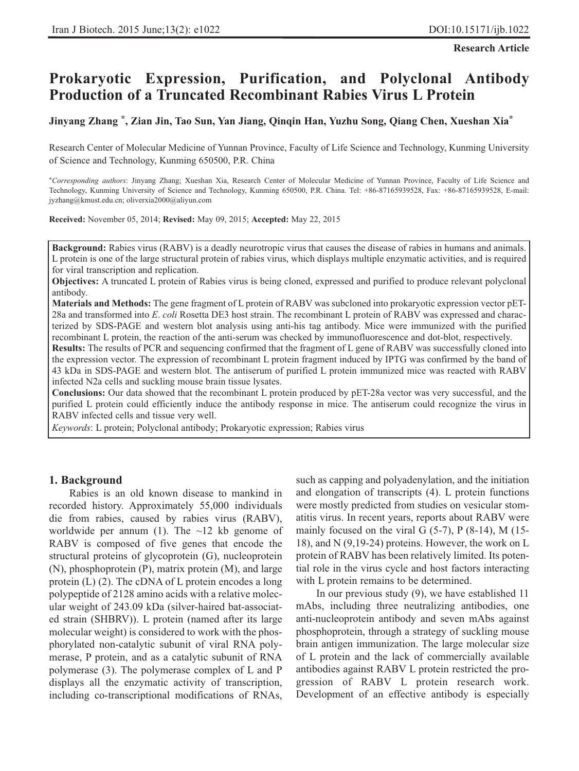**Research Article**

# Prokaryotic Expression, Purification, and Polyclonal Antibody Production of a Truncated Recombinant Rabies Virus L Protein

**Jinyang Zhang [*], Zian Jin, Tao Sun, Yan Jiang, Qinqin Han, Yuzhu Song, Qiang Chen, Xueshan Xia[*]**

Research Center of Molecular Medicine of Yunnan Province, Faculty of Life Science and Technology, Kunming University of Science and Technology, Kunming 650500, P.R. China

[*] *Corresponding authors*: Jinyang Zhang; Xueshan Xia, Research Center of Molecular Medicine of Yunnan Province, Faculty of Life Science and Technology, Kunming University of Science and Technology, Kunming 650500, P.R. China. Tel: +86-87165939528, Fax: +86-87165939528, E-mail: jyzhang@kmust.edu.cn; oliverxia2000@aliyun.com

**Received:** November 05, 2014; **Revised:** May 09, 2015; **Accepted:** May 22, 2015

**Background:** Rabies virus (RABV) is a deadly neurotropic virus that causes the disease of rabies in humans and animals. L protein is one of the large structural protein of rabies virus, which displays multiple enzymatic activities, and is required for viral transcription and replication.

**Objectives:** A truncated L protein of Rabies virus is being cloned, expressed and purified to produce relevant polyclonal antibody.

**Materials and Methods:** The gene fragment of L protein of RABV was subcloned into prokaryotic expression vector pET-28a and transformed into *E. coli* Rosetta DE3 host strain. The recombinant L protein of RABV was expressed and characterized by SDS-PAGE and western blot analysis using anti-his tag antibody. Mice were immunized with the purified recombinant L protein, the reaction of the anti-serum was checked by immunofluorescence and dot-blot, respectively.

**Results:** The results of PCR and sequencing confirmed that the fragment of L gene of RABV was successfully cloned into the expression vector. The expression of recombinant L protein fragment induced by IPTG was confirmed by the band of 43 kDa in SDS-PAGE and western blot. The antiserum of purified L protein immunized mice was reacted with RABV infected N2a cells and suckling mouse brain tissue lysates.

**Conclusions:** Our data showed that the recombinant L protein produced by pET-28a vector was very successful, and the purified L protein could efficiently induce the antibody response in mice. The antiserum could recognize the virus in RABV infected cells and tissue very well.

*Keywords*: L protein; Polyclonal antibody; Prokaryotic expression; Rabies virus

## 1. Background

Rabies is an old known disease to mankind in recorded history. Approximately 55,000 individuals die from rabies, caused by rabies virus (RABV), worldwide per annum (1). The ~12 kb genome of RABV is composed of five genes that encode the structural proteins of glycoprotein (G), nucleoprotein (N), phosphoprotein (P), matrix protein (M), and large protein (L) (2). The cDNA of L protein encodes a long polypeptide of 2128 amino acids with a relative molecular weight of 243.09 kDa (silver-haired bat-associated strain (SHBRV)). L protein (named after its large molecular weight) is considered to work with the phosphorylated non-catalytic subunit of viral RNA polymerase, P protein, and as a catalytic subunit of RNA polymerase (3). The polymerase complex of L and P displays all the enzymatic activity of transcription, including co-transcriptional modifications of RNAs, such as capping and polyadenylation, and the initiation and elongation of transcripts (4). L protein functions were mostly predicted from studies on vesicular stomatitis virus. In recent years, reports about RABV were mainly focused on the viral G (5-7), P (8-14), M (15-18), and N (9,19-24) proteins. However, the work on L protein of RABV has been relatively limited. Its potential role in the virus cycle and host factors interacting with L protein remains to be determined.

In our previous study (9), we have established 11 mAbs, including three neutralizing antibodies, one anti-nucleoprotein antibody and seven mAbs against phosphoprotein, through a strategy of suckling mouse brain antigen immunization. The large molecular size of L protein and the lack of commercially available antibodies against RABV L protein restricted the progression of RABV L protein research work. Development of an effective antibody is especially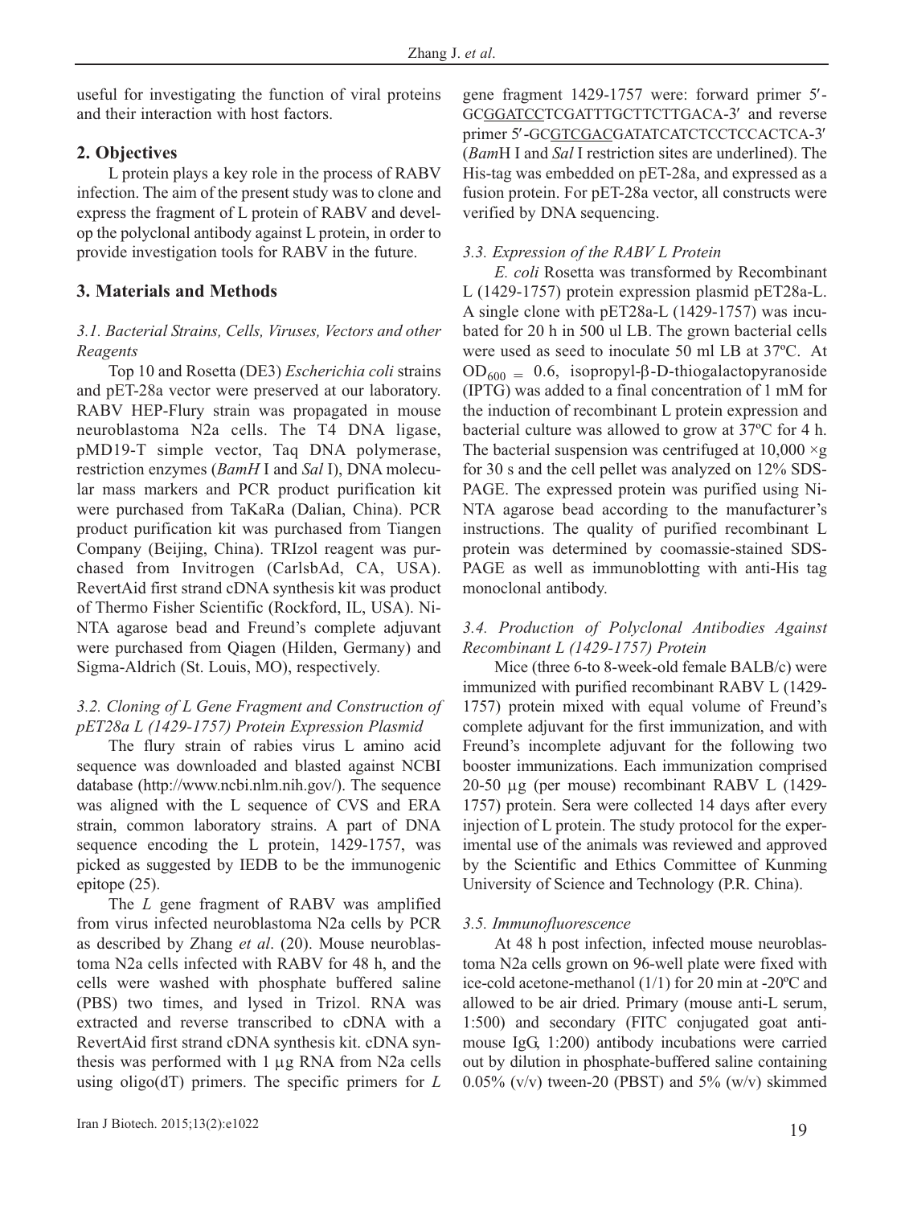useful for investigating the function of viral proteins and their interaction with host factors.

## 2. Objectives

L protein plays a key role in the process of RABV infection. The aim of the present study was to clone and express the fragment of L protein of RABV and develop the polyclonal antibody against L protein, in order to provide investigation tools for RABV in the future.

## 3. Materials and Methods

### 3.1. Bacterial Strains, Cells, Viruses, Vectors and other Reagents

Top 10 and Rosetta (DE3) *Escherichia coli* strains and pET-28a vector were preserved at our laboratory. RABV HEP-Flury strain was propagated in mouse neuroblastoma N2a cells. The T4 DNA ligase, pMD19-T simple vector, Taq DNA polymerase, restriction enzymes (*BamH* I and *Sal* I), DNA molecular mass markers and PCR product purification kit were purchased from TaKaRa (Dalian, China). PCR product purification kit was purchased from Tiangen Company (Beijing, China). TRIzol reagent was purchased from Invitrogen (CarlsbAd, CA, USA). RevertAid first strand cDNA synthesis kit was product of Thermo Fisher Scientific (Rockford, IL, USA). Ni-NTA agarose bead and Freund's complete adjuvant were purchased from Qiagen (Hilden, Germany) and Sigma-Aldrich (St. Louis, MO), respectively.

### 3.2. Cloning of L Gene Fragment and Construction of pET28a L (1429-1757) Protein Expression Plasmid

The flury strain of rabies virus L amino acid sequence was downloaded and blasted against NCBI database (http://www.ncbi.nlm.nih.gov/). The sequence was aligned with the L sequence of CVS and ERA strain, common laboratory strains. A part of DNA sequence encoding the L protein, 1429-1757, was picked as suggested by IEDB to be the immunogenic epitope (25).

The *L* gene fragment of RABV was amplified from virus infected neuroblastoma N2a cells by PCR as described by Zhang *et al*. (20). Mouse neuroblastoma N2a cells infected with RABV for 48 h, and the cells were washed with phosphate buffered saline (PBS) two times, and lysed in Trizol. RNA was extracted and reverse transcribed to cDNA with a RevertAid first strand cDNA synthesis kit. cDNA synthesis was performed with 1 μg RNA from N2a cells using oligo(dT) primers. The specific primers for *L* gene fragment 1429-1757 were: forward primer 5′-GCGGATCCTCGATTTGCTTCTTGACA-3′ and reverse primer 5′-GCGTCGACGATATCATCTCCTCCACTCA-3′ (*Bam*H I and *Sal* I restriction sites are underlined). The His-tag was embedded on pET-28a, and expressed as a fusion protein. For pET-28a vector, all constructs were verified by DNA sequencing.

### 3.3. Expression of the RABV L Protein

*E. coli* Rosetta was transformed by Recombinant L (1429-1757) protein expression plasmid pET28a-L. A single clone with pET28a-L (1429-1757) was incubated for 20 h in 500 ul LB. The grown bacterial cells were used as seed to inoculate 50 ml LB at 37ºC. At $OD_{600}$ = 0.6, isopropyl-β-D-thiogalactopyranoside (IPTG) was added to a final concentration of 1 mM for the induction of recombinant L protein expression and bacterial culture was allowed to grow at 37ºC for 4 h. The bacterial suspension was centrifuged at 10,000 ×g for 30 s and the cell pellet was analyzed on 12% SDS-PAGE. The expressed protein was purified using Ni-NTA agarose bead according to the manufacturer's instructions. The quality of purified recombinant L protein was determined by coomassie-stained SDS-PAGE as well as immunoblotting with anti-His tag monoclonal antibody.

### 3.4. Production of Polyclonal Antibodies Against Recombinant L (1429-1757) Protein

Mice (three 6-to 8-week-old female BALB/c) were immunized with purified recombinant RABV L (1429-1757) protein mixed with equal volume of Freund's complete adjuvant for the first immunization, and with Freund's incomplete adjuvant for the following two booster immunizations. Each immunization comprised 20-50 μg (per mouse) recombinant RABV L (1429-1757) protein. Sera were collected 14 days after every injection of L protein. The study protocol for the experimental use of the animals was reviewed and approved by the Scientific and Ethics Committee of Kunming University of Science and Technology (P.R. China).

### 3.5. Immunofluorescence

At 48 h post infection, infected mouse neuroblastoma N2a cells grown on 96-well plate were fixed with ice-cold acetone-methanol (1/1) for 20 min at -20ºC and allowed to be air dried. Primary (mouse anti-L serum, 1:500) and secondary (FITC conjugated goat anti-mouse IgG, 1:200) antibody incubations were carried out by dilution in phosphate-buffered saline containing 0.05% (v/v) tween-20 (PBST) and 5% (w/v) skimmed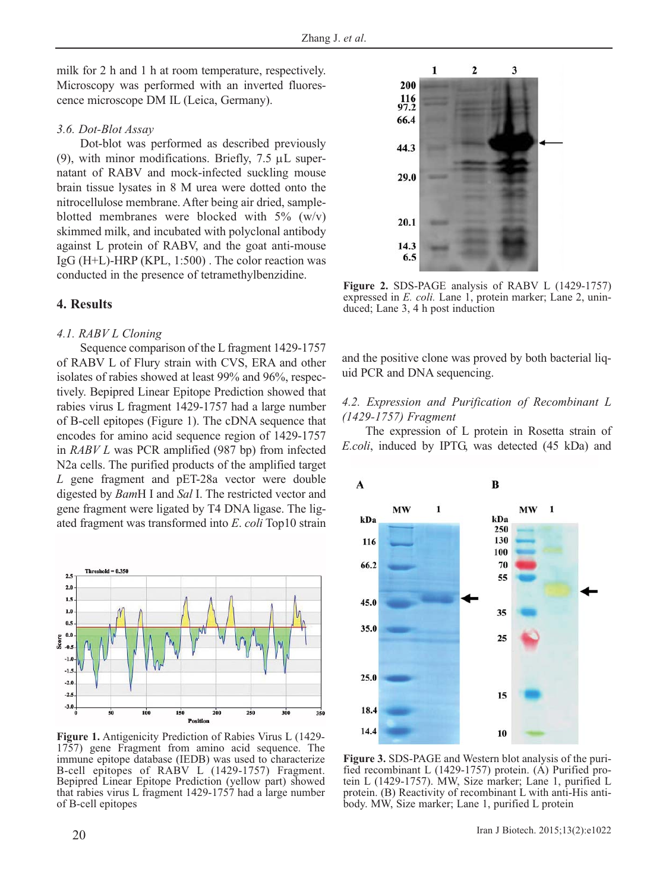milk for 2 h and 1 h at room temperature, respectively. Microscopy was performed with an inverted fluorescence microscope DM IL (Leica, Germany).

### 3.6. Dot-Blot Assay

Dot-blot was performed as described previously (9), with minor modifications. Briefly, 7.5 μL supernatant of RABV and mock-infected suckling mouse brain tissue lysates in 8 M urea were dotted onto the nitrocellulose membrane. After being air dried, sample-blotted membranes were blocked with 5% (w/v) skimmed milk, and incubated with polyclonal antibody against L protein of RABV, and the goat anti-mouse IgG (H+L)-HRP (KPL, 1:500) . The color reaction was conducted in the presence of tetramethylbenzidine.

## 4. Results

### 4.1. RABV L Cloning

Sequence comparison of the L fragment 1429-1757 of RABV L of Flury strain with CVS, ERA and other isolates of rabies showed at least 99% and 96%, respectively. Bepipred Linear Epitope Prediction showed that rabies virus L fragment 1429-1757 had a large number of B-cell epitopes (Figure 1). The cDNA sequence that encodes for amino acid sequence region of 1429-1757 in *RABV L* was PCR amplified (987 bp) from infected N2a cells. The purified products of the amplified target *L* gene fragment and pET-28a vector were double digested by *Bam*H I and *Sal* I. The restricted vector and gene fragment were ligated by T4 DNA ligase. The ligated fragment was transformed into *E. coli* Top10 strain and the positive clone was proved by both bacterial liquid PCR and DNA sequencing.

**Figure 1.** Antigenicity Prediction of Rabies Virus L (1429-1757) gene Fragment from amino acid sequence. The immune epitope database (IEDB) was used to characterize B-cell epitopes of RABV L (1429-1757) Fragment. Bepipred Linear Epitope Prediction (yellow part) showed that rabies virus L fragment 1429-1757 had a large number of B-cell epitopes

**Figure 2.** SDS-PAGE analysis of RABV L (1429-1757) expressed in *E. coli.* Lane 1, protein marker; Lane 2, uninduced; Lane 3, 4 h post induction

### 4.2. Expression and Purification of Recombinant L (1429-1757) Fragment

The expression of L protein in Rosetta strain of *E.coli*, induced by IPTG, was detected (45 kDa) and

**Figure 3.** SDS-PAGE and Western blot analysis of the purified recombinant L (1429-1757) protein. (A) Purified protein L (1429-1757). MW, Size marker; Lane 1, purified L protein. (B) Reactivity of recombinant L with anti-His antibody. MW, Size marker; Lane 1, purified L protein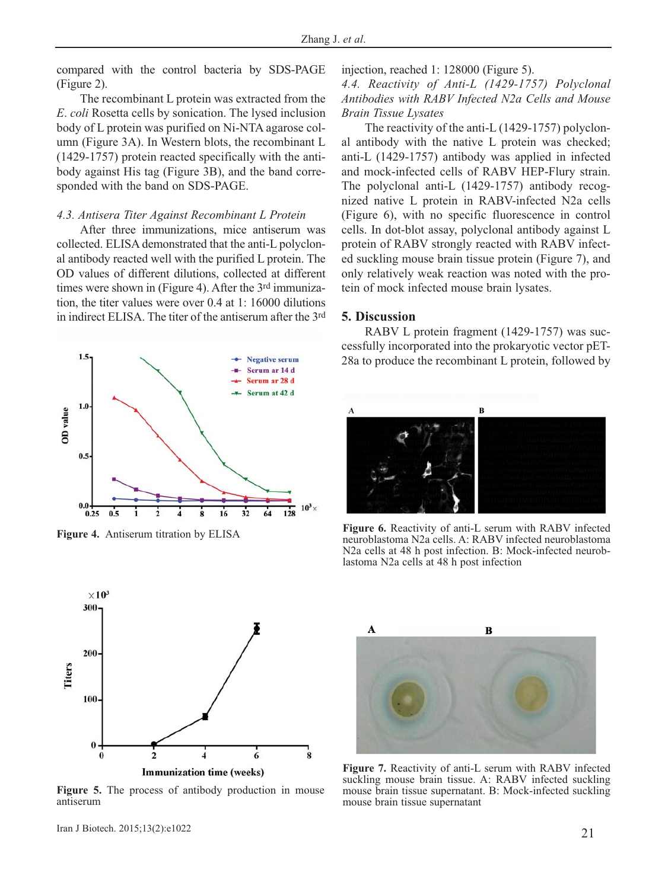compared with the control bacteria by SDS-PAGE (Figure 2).

The recombinant L protein was extracted from the *E. coli* Rosetta cells by sonication. The lysed inclusion body of L protein was purified on Ni-NTA agarose column (Figure 3A). In Western blots, the recombinant L (1429-1757) protein reacted specifically with the antibody against His tag (Figure 3B), and the band corresponded with the band on SDS-PAGE.

### 4.3. Antisera Titer Against Recombinant L Protein

After three immunizations, mice antiserum was collected. ELISA demonstrated that the anti-L polyclonal antibody reacted well with the purified L protein. The OD values of different dilutions, collected at different times were shown in (Figure 4). After the 3rd immunization, the titer values were over 0.4 at 1: 16000 dilutions in indirect ELISA. The titer of the antiserum after the 3rd injection, reached 1: 128000 (Figure 5).

**Figure 4.** Antiserum titration by ELISA

**Figure 5.** The process of antibody production in mouse antiserum

### 4.4. Reactivity of Anti-L (1429-1757) Polyclonal Antibodies with RABV Infected N2a Cells and Mouse Brain Tissue Lysates

The reactivity of the anti-L (1429-1757) polyclonal antibody with the native L protein was checked; anti-L (1429-1757) antibody was applied in infected and mock-infected cells of RABV HEP-Flury strain. The polyclonal anti-L (1429-1757) antibody recognized native L protein in RABV-infected N2a cells (Figure 6), with no specific fluorescence in control cells. In dot-blot assay, polyclonal antibody against L protein of RABV strongly reacted with RABV infected suckling mouse brain tissue protein (Figure 7), and only relatively weak reaction was noted with the protein of mock infected mouse brain lysates.

## 5. Discussion

RABV L protein fragment (1429-1757) was successfully incorporated into the prokaryotic vector pET-28a to produce the recombinant L protein, followed by

**Figure 6.** Reactivity of anti-L serum with RABV infected neuroblastoma N2a cells. A: RABV infected neuroblastoma N2a cells at 48 h post infection. B: Mock-infected neuroblastoma N2a cells at 48 h post infection

**Figure 7.** Reactivity of anti-L serum with RABV infected suckling mouse brain tissue. A: RABV infected suckling mouse brain tissue supernatant. B: Mock-infected suckling mouse brain tissue supernatant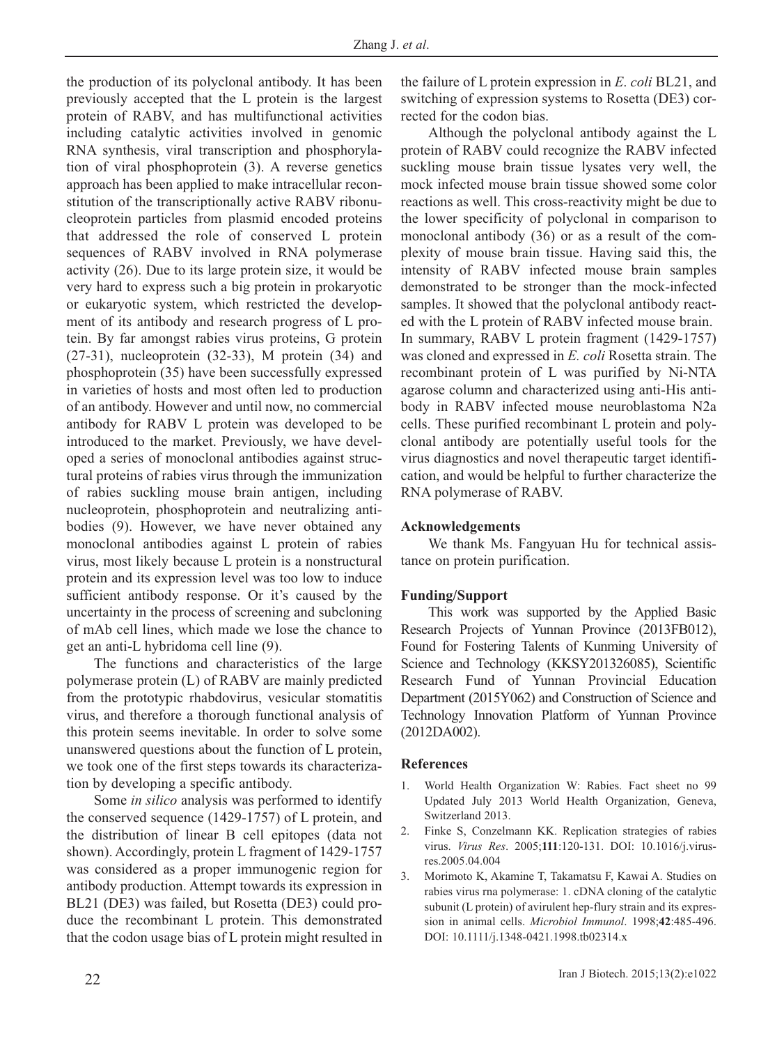the production of its polyclonal antibody. It has been previously accepted that the L protein is the largest protein of RABV, and has multifunctional activities including catalytic activities involved in genomic RNA synthesis, viral transcription and phosphorylation of viral phosphoprotein (3). A reverse genetics approach has been applied to make intracellular reconstitution of the transcriptionally active RABV ribonucleoprotein particles from plasmid encoded proteins that addressed the role of conserved L protein sequences of RABV involved in RNA polymerase activity (26). Due to its large protein size, it would be very hard to express such a big protein in prokaryotic or eukaryotic system, which restricted the development of its antibody and research progress of L protein. By far amongst rabies virus proteins, G protein (27-31), nucleoprotein (32-33), M protein (34) and phosphoprotein (35) have been successfully expressed in varieties of hosts and most often led to production of an antibody. However and until now, no commercial antibody for RABV L protein was developed to be introduced to the market. Previously, we have developed a series of monoclonal antibodies against structural proteins of rabies virus through the immunization of rabies suckling mouse brain antigen, including nucleoprotein, phosphoprotein and neutralizing antibodies (9). However, we have never obtained any monoclonal antibodies against L protein of rabies virus, most likely because L protein is a nonstructural protein and its expression level was too low to induce sufficient antibody response. Or it's caused by the uncertainty in the process of screening and subcloning of mAb cell lines, which made we lose the chance to get an anti-L hybridoma cell line (9).

The functions and characteristics of the large polymerase protein (L) of RABV are mainly predicted from the prototypic rhabdovirus, vesicular stomatitis virus, and therefore a thorough functional analysis of this protein seems inevitable. In order to solve some unanswered questions about the function of L protein, we took one of the first steps towards its characterization by developing a specific antibody.

Some *in silico* analysis was performed to identify the conserved sequence (1429-1757) of L protein, and the distribution of linear B cell epitopes (data not shown). Accordingly, protein L fragment of 1429-1757 was considered as a proper immunogenic region for antibody production. Attempt towards its expression in BL21 (DE3) was failed, but Rosetta (DE3) could produce the recombinant L protein. This demonstrated that the codon usage bias of L protein might resulted in the failure of L protein expression in *E. coli* BL21, and switching of expression systems to Rosetta (DE3) corrected for the codon bias.

Although the polyclonal antibody against the L protein of RABV could recognize the RABV infected suckling mouse brain tissue lysates very well, the mock infected mouse brain tissue showed some color reactions as well. This cross-reactivity might be due to the lower specificity of polyclonal in comparison to monoclonal antibody (36) or as a result of the complexity of mouse brain tissue. Having said this, the intensity of RABV infected mouse brain samples demonstrated to be stronger than the mock-infected samples. It showed that the polyclonal antibody reacted with the L protein of RABV infected mouse brain.

In summary, RABV L protein fragment (1429-1757) was cloned and expressed in *E. coli* Rosetta strain. The recombinant protein of L was purified by Ni-NTA agarose column and characterized using anti-His antibody in RABV infected mouse neuroblastoma N2a cells. These purified recombinant L protein and polyclonal antibody are potentially useful tools for the virus diagnostics and novel therapeutic target identification, and would be helpful to further characterize the RNA polymerase of RABV.

## Acknowledgements

We thank Ms. Fangyuan Hu for technical assistance on protein purification.

## Funding/Support

This work was supported by the Applied Basic Research Projects of Yunnan Province (2013FB012), Found for Fostering Talents of Kunming University of Science and Technology (KKSY201326085), Scientific Research Fund of Yunnan Provincial Education Department (2015Y062) and Construction of Science and Technology Innovation Platform of Yunnan Province (2012DA002).

## References

1. World Health Organization W: Rabies. Fact sheet no 99 Updated July 2013 World Health Organization, Geneva, Switzerland 2013.
2. Finke S, Conzelmann KK. Replication strategies of rabies virus. *Virus Res*. 2005;**111**:120-131. DOI: 10.1016/j.virusres.2005.04.004
3. Morimoto K, Akamine T, Takamatsu F, Kawai A. Studies on rabies virus rna polymerase: 1. cDNA cloning of the catalytic subunit (L protein) of avirulent hep-flury strain and its expression in animal cells. *Microbiol Immunol*. 1998;**42**:485-496. DOI: 10.1111/j.1348-0421.1998.tb02314.x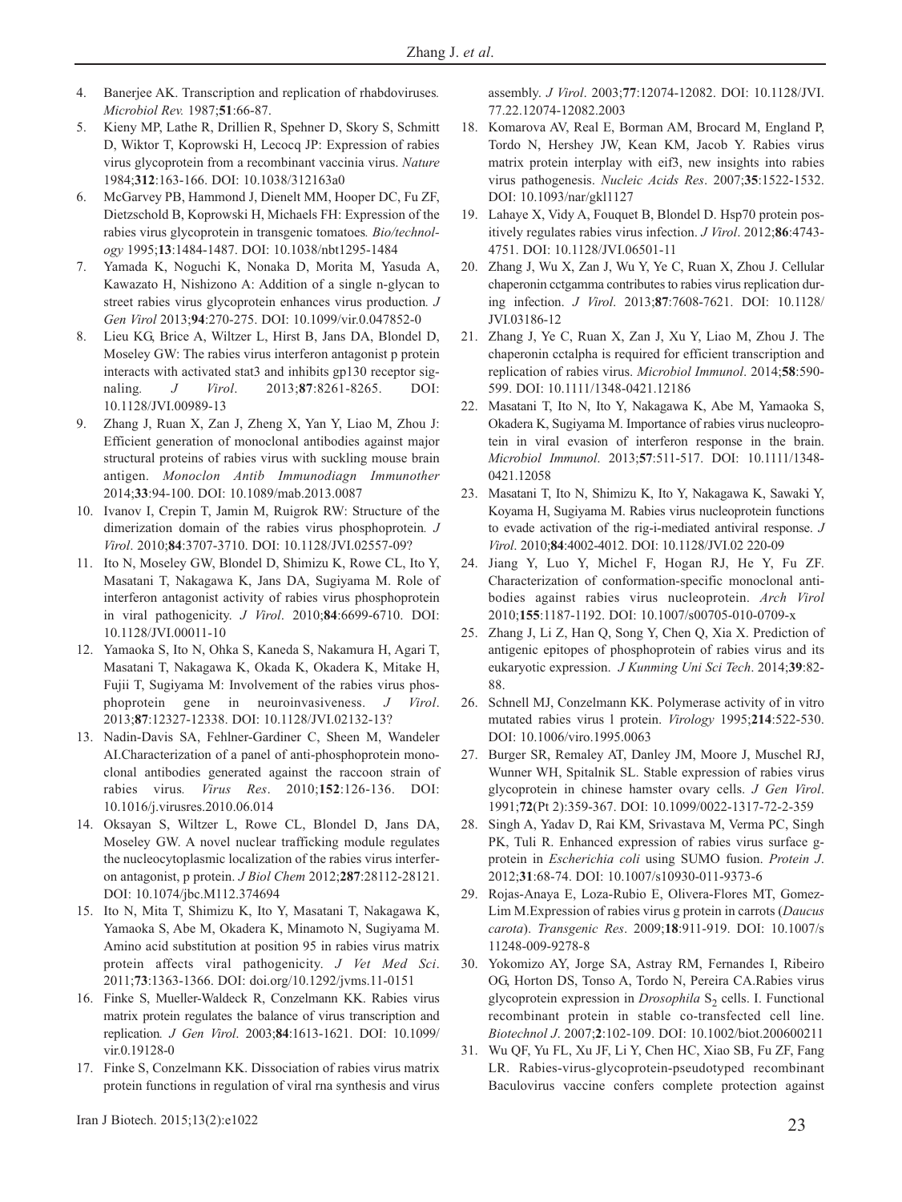4. Banerjee AK. Transcription and replication of rhabdoviruses. *Microbiol Rev.* 1987;**51**:66-87.
5. Kieny MP, Lathe R, Drillien R, Spehner D, Skory S, Schmitt D, Wiktor T, Koprowski H, Lecocq JP: Expression of rabies virus glycoprotein from a recombinant vaccinia virus. *Nature* 1984;**312**:163-166. DOI: 10.1038/312163a0
6. McGarvey PB, Hammond J, Dienelt MM, Hooper DC, Fu ZF, Dietzschold B, Koprowski H, Michaels FH: Expression of the rabies virus glycoprotein in transgenic tomatoes. *Bio/technology* 1995;**13**:1484-1487. DOI: 10.1038/nbt1295-1484
7. Yamada K, Noguchi K, Nonaka D, Morita M, Yasuda A, Kawazato H, Nishizono A: Addition of a single n-glycan to street rabies virus glycoprotein enhances virus production. *J Gen Virol* 2013;**94**:270-275. DOI: 10.1099/vir.0.047852-0
8. Lieu KG, Brice A, Wiltzer L, Hirst B, Jans DA, Blondel D, Moseley GW: The rabies virus interferon antagonist p protein interacts with activated stat3 and inhibits gp130 receptor signaling. *J Virol*. 2013;**87**:8261-8265. DOI: 10.1128/JVI.00989-13
9. Zhang J, Ruan X, Zan J, Zheng X, Yan Y, Liao M, Zhou J: Efficient generation of monoclonal antibodies against major structural proteins of rabies virus with suckling mouse brain antigen. *Monoclon Antib Immunodiagn Immunother* 2014;**33**:94-100. DOI: 10.1089/mab.2013.0087
10. Ivanov I, Crepin T, Jamin M, Ruigrok RW: Structure of the dimerization domain of the rabies virus phosphoprotein. *J Virol*. 2010;**84**:3707-3710. DOI: 10.1128/JVI.02557-09?
11. Ito N, Moseley GW, Blondel D, Shimizu K, Rowe CL, Ito Y, Masatani T, Nakagawa K, Jans DA, Sugiyama M. Role of interferon antagonist activity of rabies virus phosphoprotein in viral pathogenicity. *J Virol*. 2010;**84**:6699-6710. DOI: 10.1128/JVI.00011-10
12. Yamaoka S, Ito N, Ohka S, Kaneda S, Nakamura H, Agari T, Masatani T, Nakagawa K, Okada K, Okadera K, Mitake H, Fujii T, Sugiyama M: Involvement of the rabies virus phosphoprotein gene in neuroinvasiveness. *J Virol*. 2013;**87**:12327-12338. DOI: 10.1128/JVI.02132-13?
13. Nadin-Davis SA, Fehlner-Gardiner C, Sheen M, Wandeler AI.Characterization of a panel of anti-phosphoprotein monoclonal antibodies generated against the raccoon strain of rabies virus. *Virus Res*. 2010;**152**:126-136. DOI: 10.1016/j.virusres.2010.06.014
14. Oksayan S, Wiltzer L, Rowe CL, Blondel D, Jans DA, Moseley GW. A novel nuclear trafficking module regulates the nucleocytoplasmic localization of the rabies virus interferon antagonist, p protein. *J Biol Chem* 2012;**287**:28112-28121. DOI: 10.1074/jbc.M112.374694
15. Ito N, Mita T, Shimizu K, Ito Y, Masatani T, Nakagawa K, Yamaoka S, Abe M, Okadera K, Minamoto N, Sugiyama M. Amino acid substitution at position 95 in rabies virus matrix protein affects viral pathogenicity. *J Vet Med Sci*. 2011;**73**:1363-1366. DOI: doi.org/10.1292/jvms.11-0151
16. Finke S, Mueller-Waldeck R, Conzelmann KK. Rabies virus matrix protein regulates the balance of virus transcription and replication. *J Gen Virol*. 2003;**84**:1613-1621. DOI: 10.1099/vir.0.19128-0
17. Finke S, Conzelmann KK. Dissociation of rabies virus matrix protein functions in regulation of viral rna synthesis and virus assembly. *J Virol*. 2003;**77**:12074-12082. DOI: 10.1128/JVI.77.22.12074-12082.2003
18. Komarova AV, Real E, Borman AM, Brocard M, England P, Tordo N, Hershey JW, Kean KM, Jacob Y. Rabies virus matrix protein interplay with eif3, new insights into rabies virus pathogenesis. *Nucleic Acids Res*. 2007;**35**:1522-1532. DOI: 10.1093/nar/gkl1127
19. Lahaye X, Vidy A, Fouquet B, Blondel D. Hsp70 protein positively regulates rabies virus infection. *J Virol*. 2012;**86**:4743-4751. DOI: 10.1128/JVI.06501-11
20. Zhang J, Wu X, Zan J, Wu Y, Ye C, Ruan X, Zhou J. Cellular chaperonin cctgamma contributes to rabies virus replication during infection. *J Virol*. 2013;**87**:7608-7621. DOI: 10.1128/JVI.03186-12
21. Zhang J, Ye C, Ruan X, Zan J, Xu Y, Liao M, Zhou J. The chaperonin cctalpha is required for efficient transcription and replication of rabies virus. *Microbiol Immunol*. 2014;**58**:590-599. DOI: 10.1111/1348-0421.12186
22. Masatani T, Ito N, Ito Y, Nakagawa K, Abe M, Yamaoka S, Okadera K, Sugiyama M. Importance of rabies virus nucleoprotein in viral evasion of interferon response in the brain. *Microbiol Immunol*. 2013;**57**:511-517. DOI: 10.1111/1348-0421.12058
23. Masatani T, Ito N, Shimizu K, Ito Y, Nakagawa K, Sawaki Y, Koyama H, Sugiyama M. Rabies virus nucleoprotein functions to evade activation of the rig-i-mediated antiviral response. *J Virol*. 2010;**84**:4002-4012. DOI: 10.1128/JVI.02 220-09
24. Jiang Y, Luo Y, Michel F, Hogan RJ, He Y, Fu ZF. Characterization of conformation-specific monoclonal antibodies against rabies virus nucleoprotein. *Arch Virol* 2010;**155**:1187-1192. DOI: 10.1007/s00705-010-0709-x
25. Zhang J, Li Z, Han Q, Song Y, Chen Q, Xia X. Prediction of antigenic epitopes of phosphoprotein of rabies virus and its eukaryotic expression. *J Kunming Uni Sci Tech*. 2014;**39**:82-88.
26. Schnell MJ, Conzelmann KK. Polymerase activity of in vitro mutated rabies virus l protein. *Virology* 1995;**214**:522-530. DOI: 10.1006/viro.1995.0063
27. Burger SR, Remaley AT, Danley JM, Moore J, Muschel RJ, Wunner WH, Spitalnik SL. Stable expression of rabies virus glycoprotein in chinese hamster ovary cells. *J Gen Virol*. 1991;**72**(Pt 2):359-367. DOI: 10.1099/0022-1317-72-2-359
28. Singh A, Yadav D, Rai KM, Srivastava M, Verma PC, Singh PK, Tuli R. Enhanced expression of rabies virus surface g-protein in *Escherichia coli* using SUMO fusion. *Protein J*. 2012;**31**:68-74. DOI: 10.1007/s10930-011-9373-6
29. Rojas-Anaya E, Loza-Rubio E, Olivera-Flores MT, Gomez-Lim M.Expression of rabies virus g protein in carrots (*Daucus carota*). *Transgenic Res*. 2009;**18**:911-919. DOI: 10.1007/s11248-009-9278-8
30. Yokomizo AY, Jorge SA, Astray RM, Fernandes I, Ribeiro OG, Horton DS, Tonso A, Tordo N, Pereira CA.Rabies virus glycoprotein expression in *Drosophila* $S_2$ cells. I. Functional recombinant protein in stable co-transfected cell line. *Biotechnol J*. 2007;**2**:102-109. DOI: 10.1002/biot.200600211
31. Wu QF, Yu FL, Xu JF, Li Y, Chen HC, Xiao SB, Fu ZF, Fang LR. Rabies-virus-glycoprotein-pseudotyped recombinant Baculovirus vaccine confers complete protection against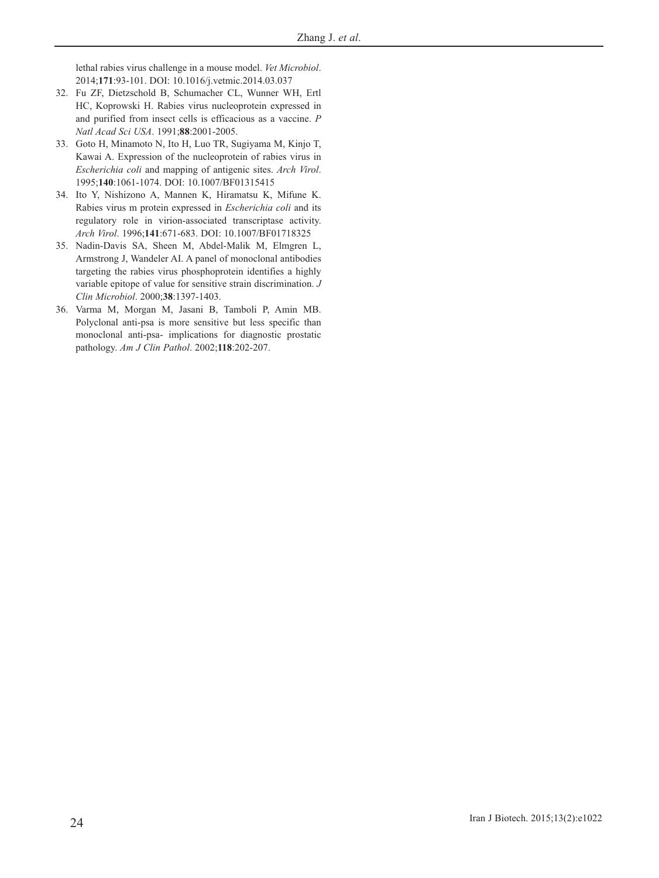lethal rabies virus challenge in a mouse model. *Vet Microbiol*. 2014;**171**:93-101. DOI: 10.1016/j.vetmic.2014.03.037

32. Fu ZF, Dietzschold B, Schumacher CL, Wunner WH, Ertl HC, Koprowski H. Rabies virus nucleoprotein expressed in and purified from insect cells is efficacious as a vaccine. *P Natl Acad Sci USA*. 1991;**88**:2001-2005.
33. Goto H, Minamoto N, Ito H, Luo TR, Sugiyama M, Kinjo T, Kawai A. Expression of the nucleoprotein of rabies virus in *Escherichia coli* and mapping of antigenic sites. *Arch Virol*. 1995;**140**:1061-1074. DOI: 10.1007/BF01315415
34. Ito Y, Nishizono A, Mannen K, Hiramatsu K, Mifune K. Rabies virus m protein expressed in *Escherichia coli* and its regulatory role in virion-associated transcriptase activity. *Arch Virol*. 1996;**141**:671-683. DOI: 10.1007/BF01718325
35. Nadin-Davis SA, Sheen M, Abdel-Malik M, Elmgren L, Armstrong J, Wandeler AI. A panel of monoclonal antibodies targeting the rabies virus phosphoprotein identifies a highly variable epitope of value for sensitive strain discrimination. *J Clin Microbiol*. 2000;**38**:1397-1403.
36. Varma M, Morgan M, Jasani B, Tamboli P, Amin MB. Polyclonal anti-psa is more sensitive but less specific than monoclonal anti-psa- implications for diagnostic prostatic pathology. *Am J Clin Pathol*. 2002;**118**:202-207.